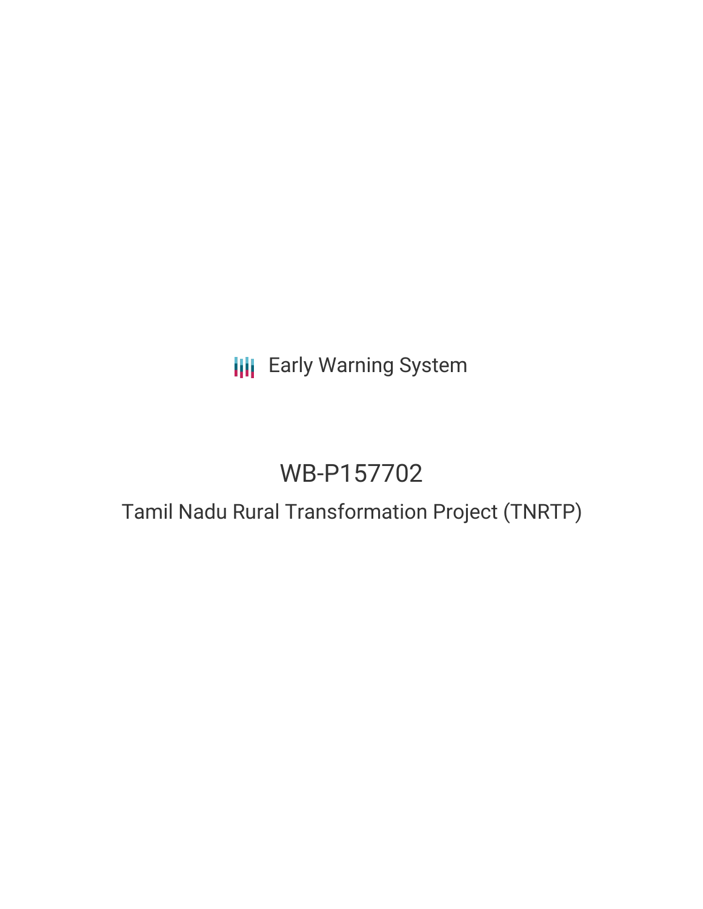Early Warning System

# WB-P157702

## Tamil Nadu Rural Transformation Project (TNRTP)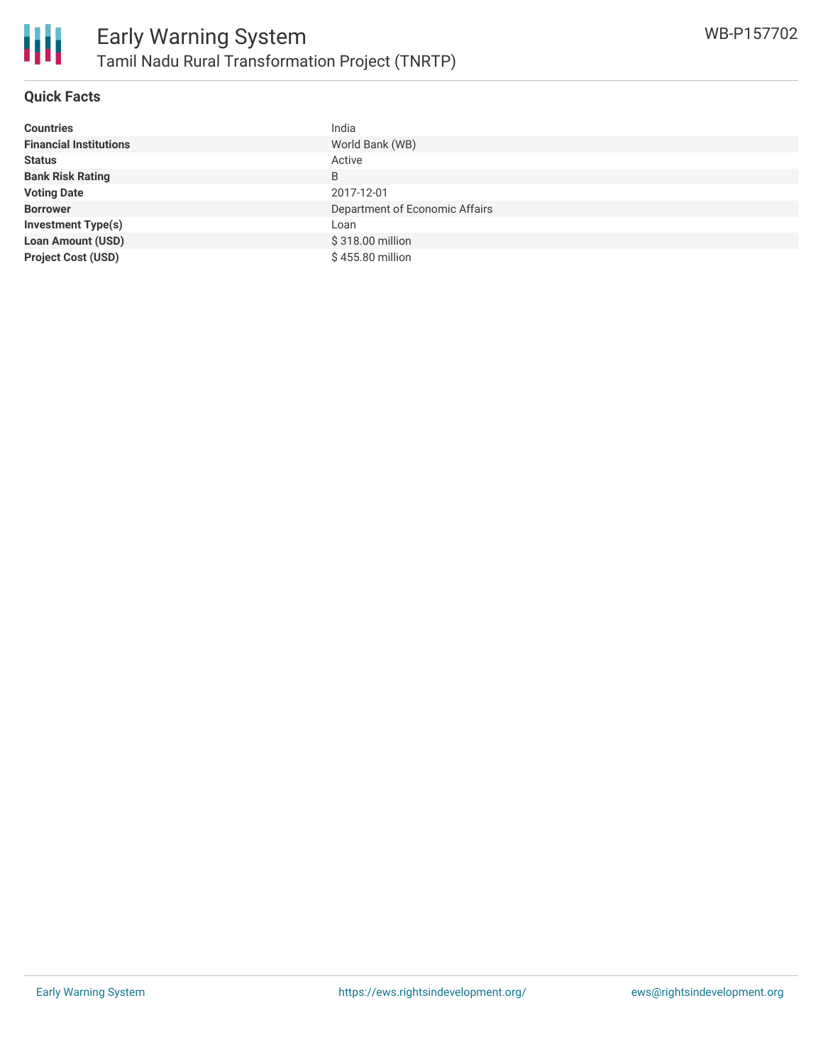# Early Warning System

## Tamil Nadu Rural Transformation Project (TNRTP)

WB-P157702

### Quick Facts

| | |
|---|---|
| **Countries** | India |
| **Financial Institutions** | World Bank (WB) |
| **Status** | Active |
| **Bank Risk Rating** | B |
| **Voting Date** | 2017-12-01 |
| **Borrower** | Department of Economic Affairs |
| **Investment Type(s)** | Loan |
| **Loan Amount (USD)** | $ 318.00 million |
| **Project Cost (USD)** | $ 455.80 million |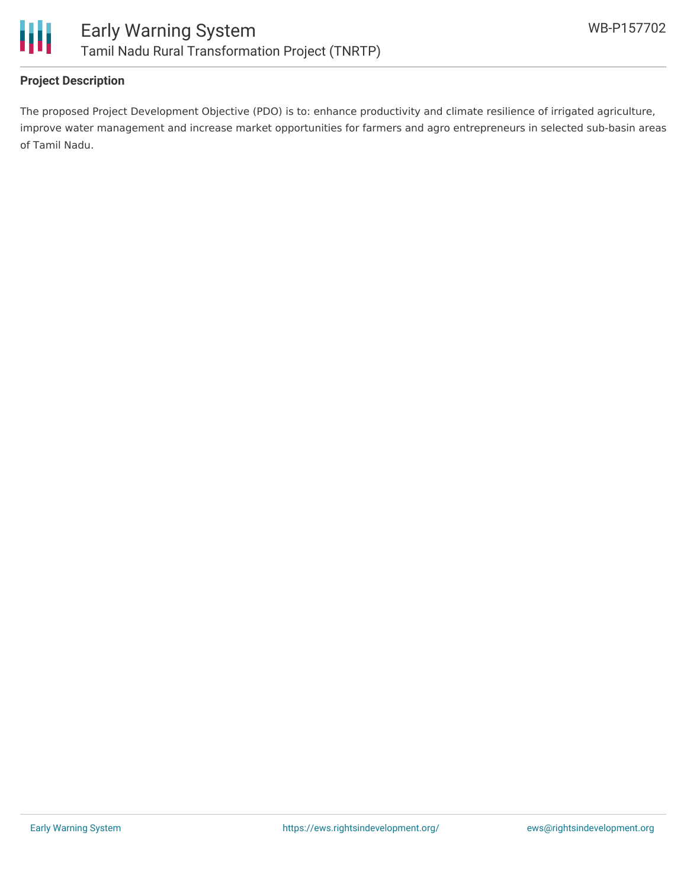## Project Description

The proposed Project Development Objective (PDO) is to: enhance productivity and climate resilience of irrigated agriculture, improve water management and increase market opportunities for farmers and agro entrepreneurs in selected sub-basin areas of Tamil Nadu.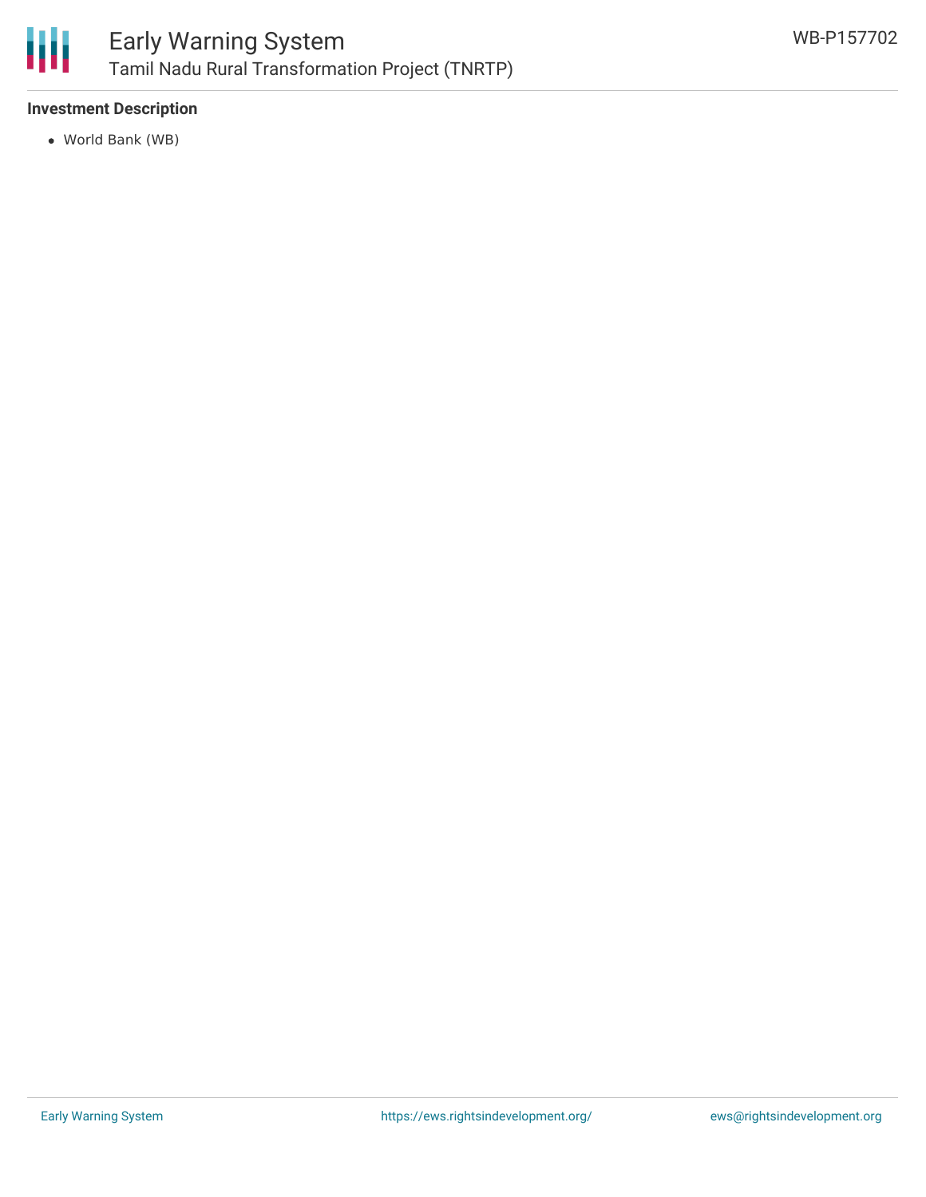**Investment Description**

- World Bank (WB)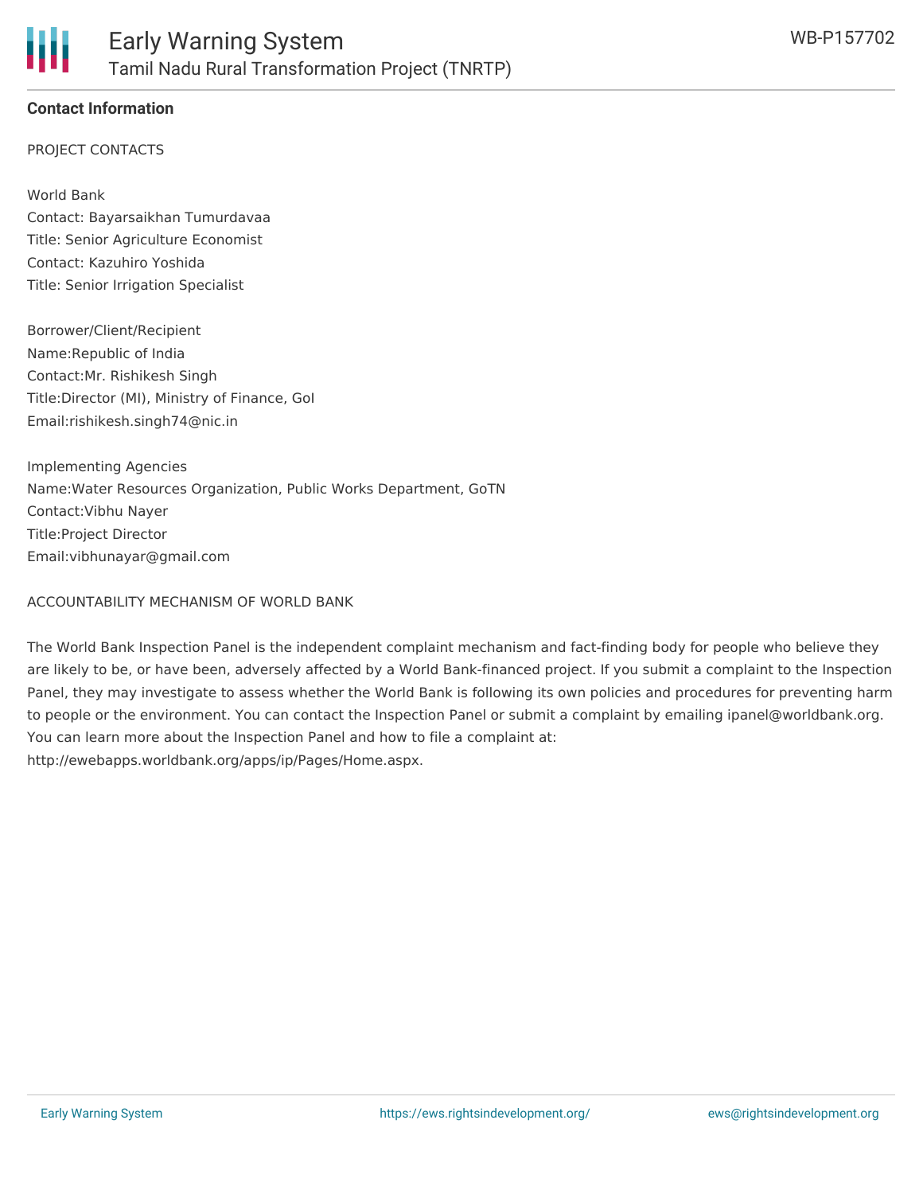**Contact Information**

PROJECT CONTACTS

World Bank
Contact: Bayarsaikhan Tumurdavaa
Title: Senior Agriculture Economist
Contact: Kazuhiro Yoshida
Title: Senior Irrigation Specialist

Borrower/Client/Recipient
Name:Republic of India
Contact:Mr. Rishikesh Singh
Title:Director (MI), Ministry of Finance, GoI
Email:rishikesh.singh74@nic.in

Implementing Agencies
Name:Water Resources Organization, Public Works Department, GoTN
Contact:Vibhu Nayer
Title:Project Director
Email:vibhunayar@gmail.com

ACCOUNTABILITY MECHANISM OF WORLD BANK

The World Bank Inspection Panel is the independent complaint mechanism and fact-finding body for people who believe they are likely to be, or have been, adversely affected by a World Bank-financed project. If you submit a complaint to the Inspection Panel, they may investigate to assess whether the World Bank is following its own policies and procedures for preventing harm to people or the environment. You can contact the Inspection Panel or submit a complaint by emailing ipanel@worldbank.org. You can learn more about the Inspection Panel and how to file a complaint at: http://ewebapps.worldbank.org/apps/ip/Pages/Home.aspx.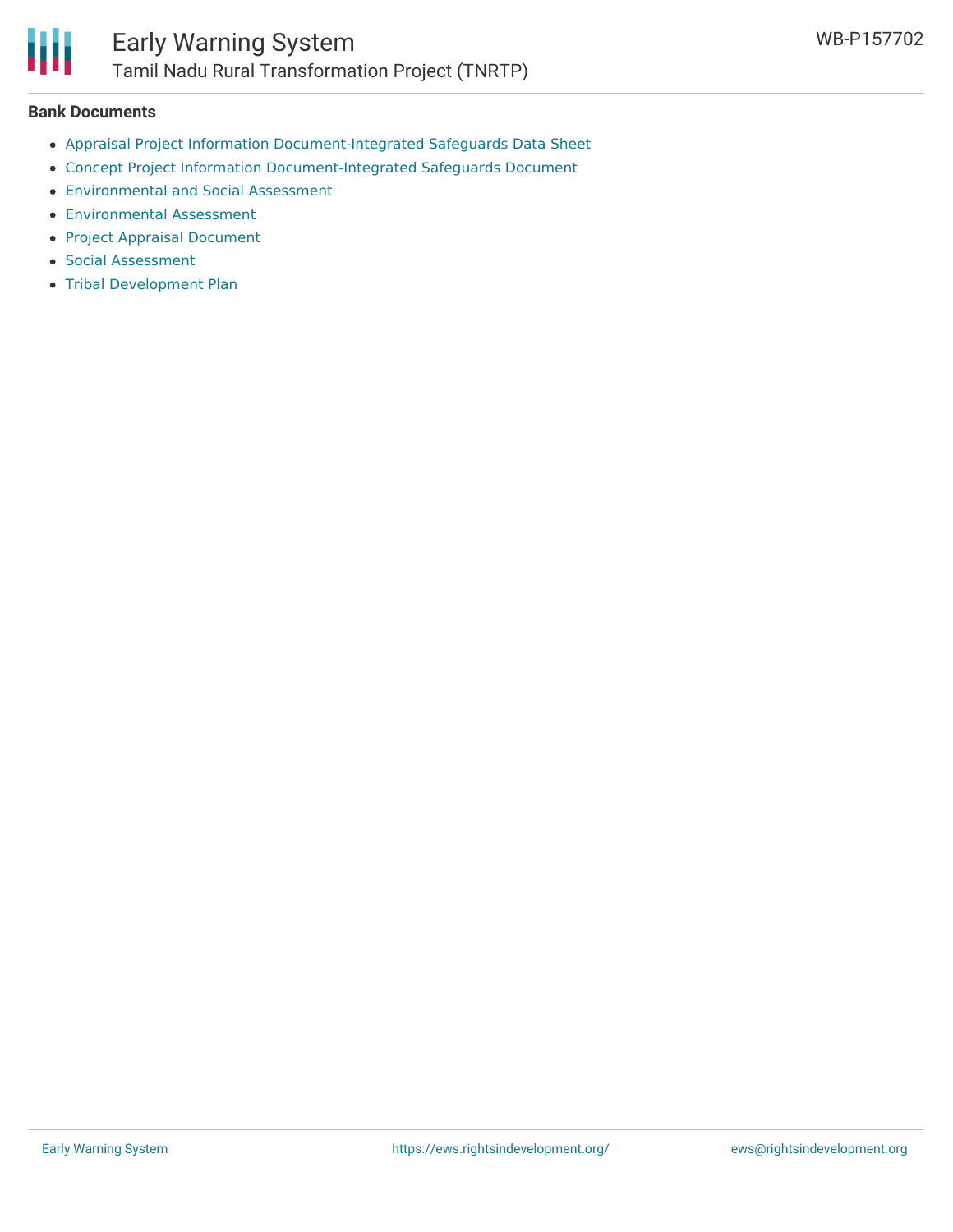**Bank Documents**

- Appraisal Project Information Document-Integrated Safeguards Data Sheet
- Concept Project Information Document-Integrated Safeguards Document
- Environmental and Social Assessment
- Environmental Assessment
- Project Appraisal Document
- Social Assessment
- Tribal Development Plan